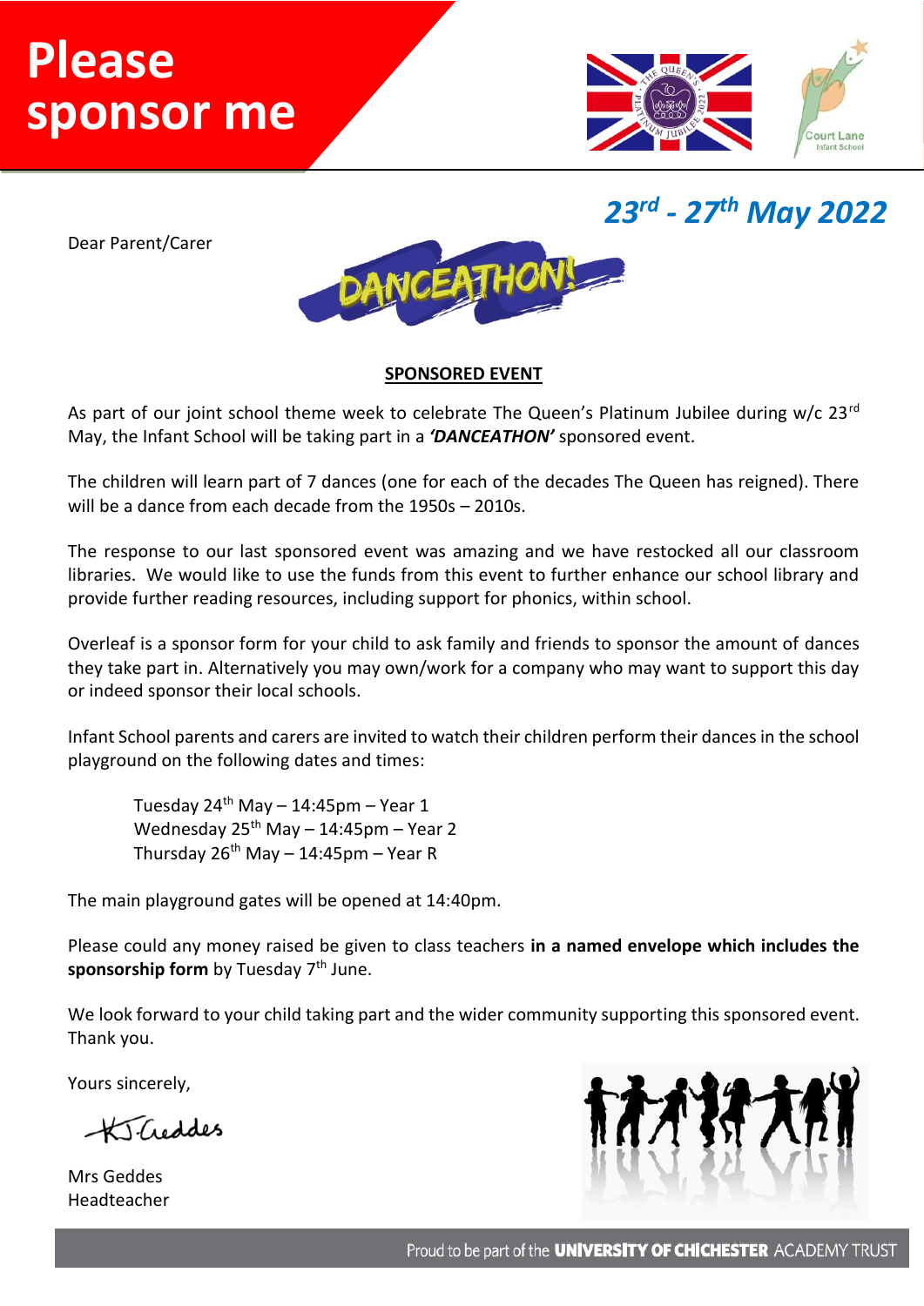# Please sponsor me

## 23rd - 27th May 2022

Dear Parent/Carer

DANCEATHON!

**SPONSORED EVENT**

As part of our joint school theme week to celebrate The Queen's Platinum Jubilee during w/c 23rd May, the Infant School will be taking part in a ***'DANCEATHON'*** sponsored event.

The children will learn part of 7 dances (one for each of the decades The Queen has reigned). There will be a dance from each decade from the 1950s – 2010s.

The response to our last sponsored event was amazing and we have restocked all our classroom libraries. We would like to use the funds from this event to further enhance our school library and provide further reading resources, including support for phonics, within school.

Overleaf is a sponsor form for your child to ask family and friends to sponsor the amount of dances they take part in. Alternatively you may own/work for a company who may want to support this day or indeed sponsor their local schools.

Infant School parents and carers are invited to watch their children perform their dances in the school playground on the following dates and times:

Tuesday 24th May – 14:45pm – Year 1
Wednesday 25th May – 14:45pm – Year 2
Thursday 26th May – 14:45pm – Year R

The main playground gates will be opened at 14:40pm.

Please could any money raised be given to class teachers **in a named envelope which includes the sponsorship form** by Tuesday 7th June.

We look forward to your child taking part and the wider community supporting this sponsored event. Thank you.

Yours sincerely,

KJ Geddes

Mrs Geddes
Headteacher

Proud to be part of the **UNIVERSITY OF CHICHESTER** ACADEMY TRUST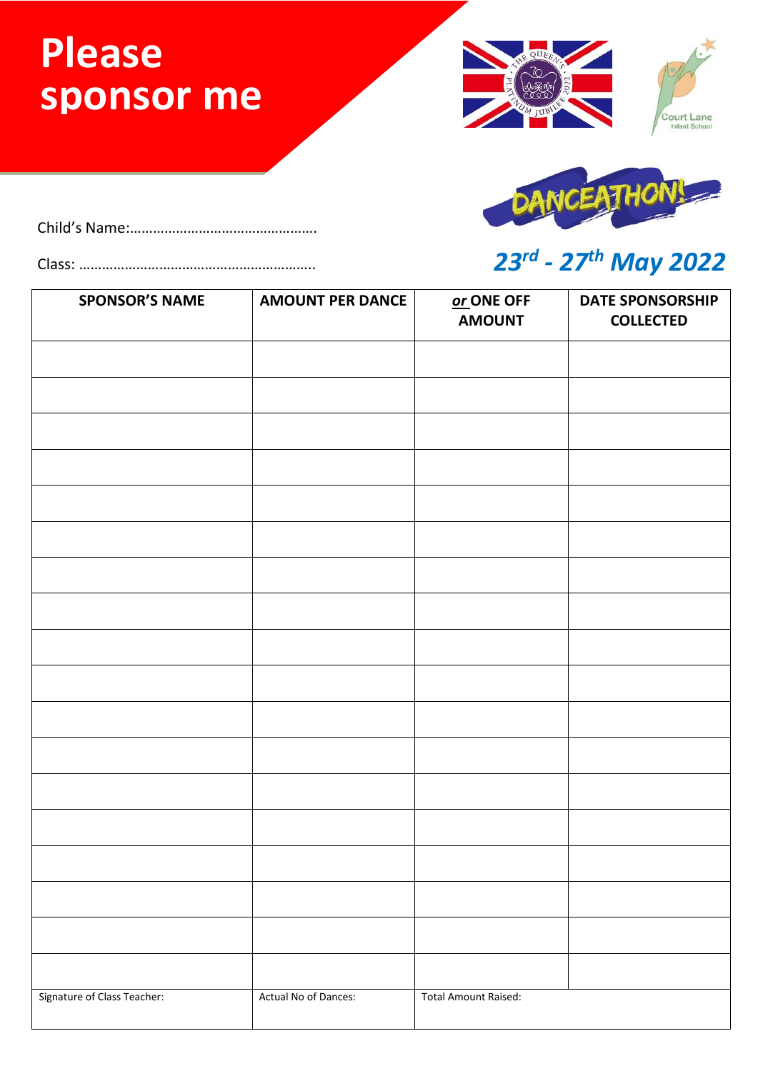# Please sponsor me

DANCEATHON!

Court Lane Infant School

Child's Name:…………………………………………

Class: ……………………………………………………..

## *23rd - 27th May 2022*

| SPONSOR'S NAME | AMOUNT PER DANCE | *or* ONE OFF AMOUNT | DATE SPONSORSHIP COLLECTED |
|---|---|---|---|
| | | | |
| | | | |
| | | | |
| | | | |
| | | | |
| | | | |
| | | | |
| | | | |
| | | | |
| | | | |
| | | | |
| | | | |
| | | | |
| | | | |
| | | | |
| | | | |
| | | | |
| | | | |
| Signature of Class Teacher: | Actual No of Dances: | Total Amount Raised: | |